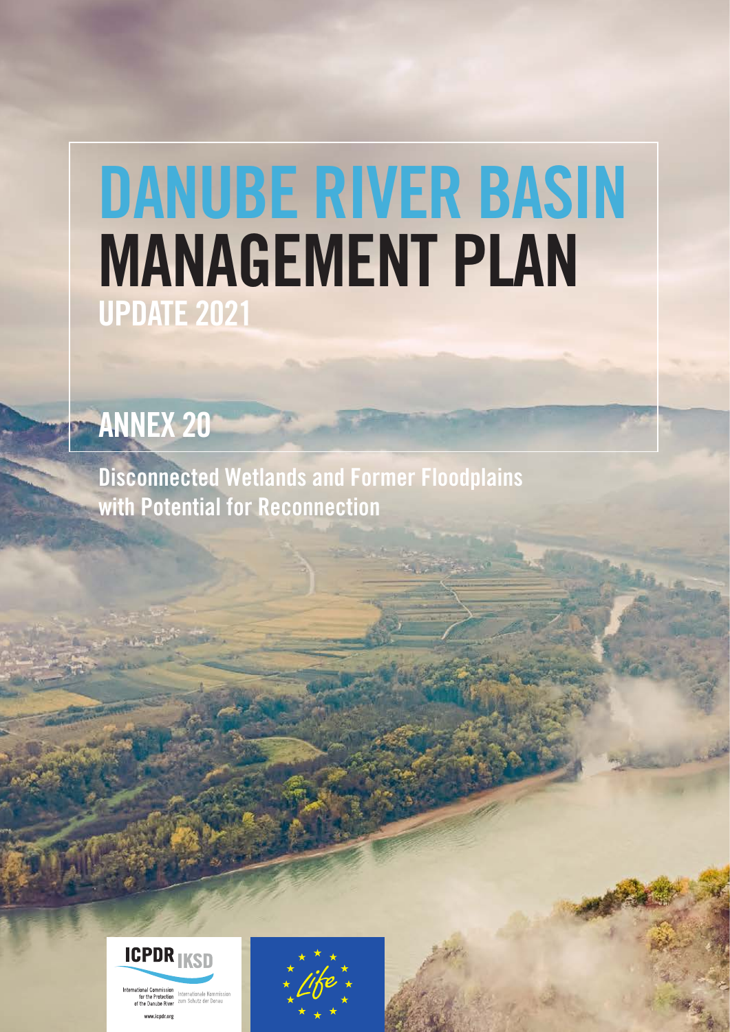# DANUBE RIVER BASIN MANAGEMENT PLAN

## UPDATE 2021

## ANNEX 20

Disconnected Wetlands and Former Floodplains with Potential for Reconnection

ICPDR IKSD

International Commission for the Protection of the Danube River

Internationale Kommission zum Schutz der Donau

www.icpdr.org

Life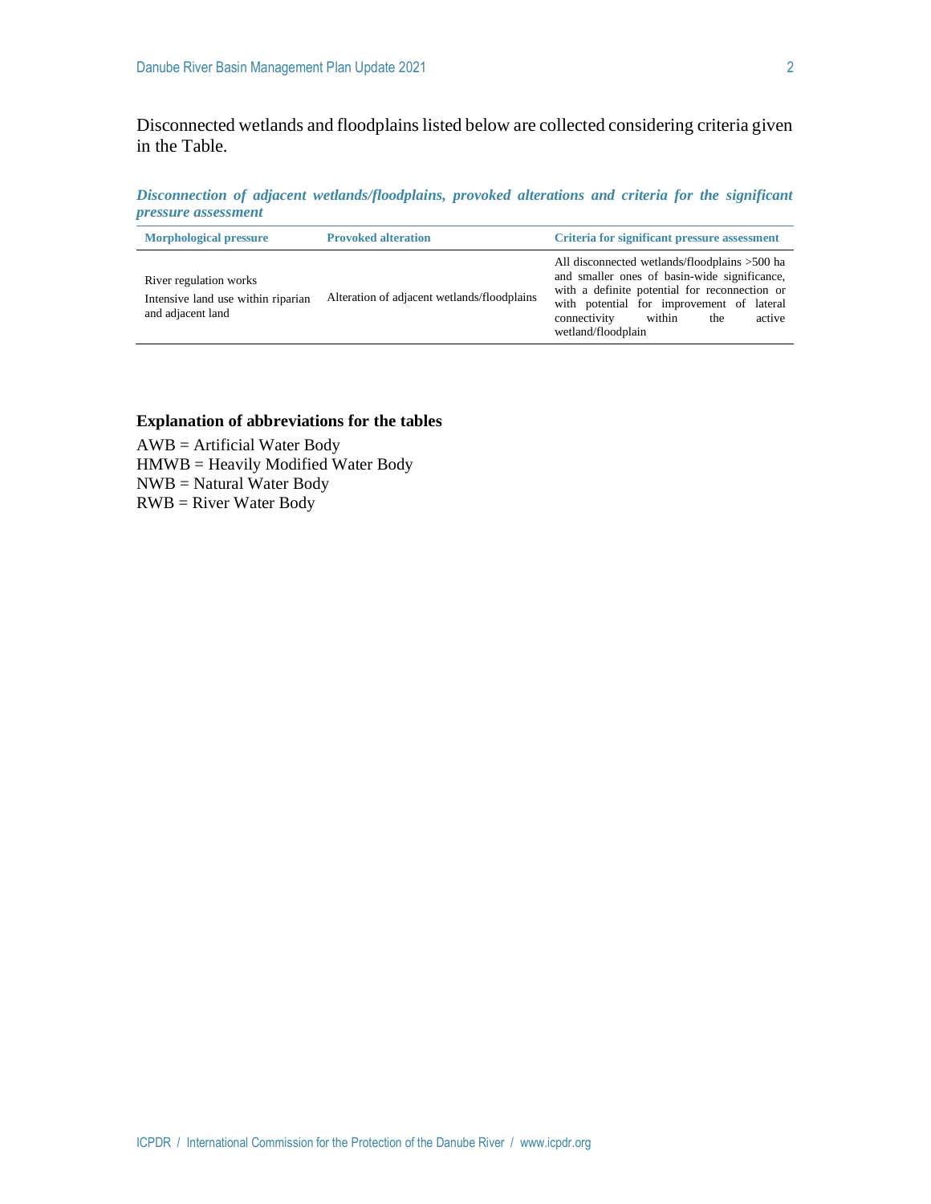Disconnected wetlands and floodplains listed below are collected considering criteria given in the Table.

***Disconnection of adjacent wetlands/floodplains, provoked alterations and criteria for the significant pressure assessment***

| Morphological pressure | Provoked alteration | Criteria for significant pressure assessment |
| --- | --- | --- |
| River regulation works<br>Intensive land use within riparian and adjacent land | Alteration of adjacent wetlands/floodplains | All disconnected wetlands/floodplains >500 ha and smaller ones of basin-wide significance, with a definite potential for reconnection or with potential for improvement of lateral connectivity within the active wetland/floodplain |

**Explanation of abbreviations for the tables**

AWB = Artificial Water Body
HMWB = Heavily Modified Water Body
NWB = Natural Water Body
RWB = River Water Body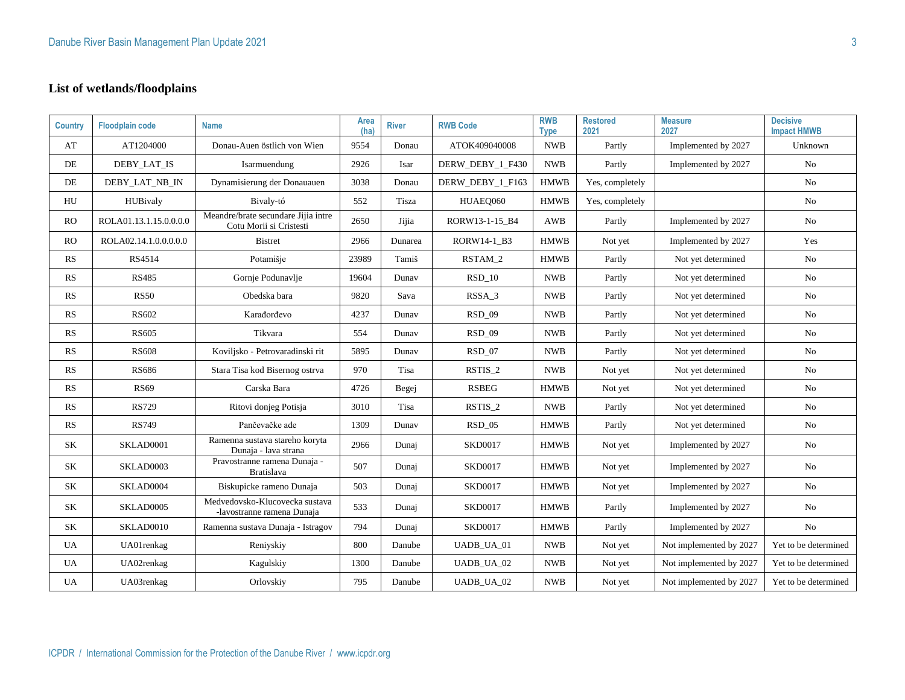## List of wetlands/floodplains

| Country | Floodplain code | Name | Area (ha) | River | RWB Code | RWB Type | Restored 2021 | Measure 2027 | Decisive Impact HMWB |
|---|---|---|---|---|---|---|---|---|---|
| AT | AT1204000 | Donau-Auen östlich von Wien | 9554 | Donau | ATOK409040008 | NWB | Partly | Implemented by 2027 | Unknown |
| DE | DEBY_LAT_IS | Isarmuendung | 2926 | Isar | DERW_DEBY_1_F430 | NWB | Partly | Implemented by 2027 | No |
| DE | DEBY_LAT_NB_IN | Dynamisierung der Donauauen | 3038 | Donau | DERW_DEBY_1_F163 | HMWB | Yes, completely | | No |
| HU | HUBivaly | Bivaly-tó | 552 | Tisza | HUAEQ060 | HMWB | Yes, completely | | No |
| RO | ROLA01.13.1.15.0.0.0.0 | Meandre/brate secundare Jijia intre Cotu Morii si Cristesti | 2650 | Jijia | RORW13-1-15_B4 | AWB | Partly | Implemented by 2027 | No |
| RO | ROLA02.14.1.0.0.0.0.0 | Bistret | 2966 | Dunarea | RORW14-1_B3 | HMWB | Not yet | Implemented by 2027 | Yes |
| RS | RS4514 | Potamišje | 23989 | Tamiš | RSTAM_2 | HMWB | Partly | Not yet determined | No |
| RS | RS485 | Gornje Podunavlje | 19604 | Dunav | RSD_10 | NWB | Partly | Not yet determined | No |
| RS | RS50 | Obedska bara | 9820 | Sava | RSSA_3 | NWB | Partly | Not yet determined | No |
| RS | RS602 | Karađorđevo | 4237 | Dunav | RSD_09 | NWB | Partly | Not yet determined | No |
| RS | RS605 | Tikvara | 554 | Dunav | RSD_09 | NWB | Partly | Not yet determined | No |
| RS | RS608 | Koviljsko - Petrovaradinski rit | 5895 | Dunav | RSD_07 | NWB | Partly | Not yet determined | No |
| RS | RS686 | Stara Tisa kod Bisernog ostrva | 970 | Tisa | RSTIS_2 | NWB | Not yet | Not yet determined | No |
| RS | RS69 | Carska Bara | 4726 | Begej | RSBEG | HMWB | Not yet | Not yet determined | No |
| RS | RS729 | Ritovi donjeg Potisja | 3010 | Tisa | RSTIS_2 | NWB | Partly | Not yet determined | No |
| RS | RS749 | Pančevačke ade | 1309 | Dunav | RSD_05 | HMWB | Partly | Not yet determined | No |
| SK | SKLAD0001 | Ramenna sustava stareho koryta Dunaja - lava strana | 2966 | Dunaj | SKD0017 | HMWB | Not yet | Implemented by 2027 | No |
| SK | SKLAD0003 | Pravostranne ramena Dunaja - Bratislava | 507 | Dunaj | SKD0017 | HMWB | Not yet | Implemented by 2027 | No |
| SK | SKLAD0004 | Biskupicke rameno Dunaja | 503 | Dunaj | SKD0017 | HMWB | Not yet | Implemented by 2027 | No |
| SK | SKLAD0005 | Medvedovsko-Klucovecka sustava -lavostranne ramena Dunaja | 533 | Dunaj | SKD0017 | HMWB | Partly | Implemented by 2027 | No |
| SK | SKLAD0010 | Ramenna sustava Dunaja - Istragov | 794 | Dunaj | SKD0017 | HMWB | Partly | Implemented by 2027 | No |
| UA | UA01renkag | Reniyskiy | 800 | Danube | UADB_UA_01 | NWB | Not yet | Not implemented by 2027 | Yet to be determined |
| UA | UA02renkag | Kagulskiy | 1300 | Danube | UADB_UA_02 | NWB | Not yet | Not implemented by 2027 | Yet to be determined |
| UA | UA03renkag | Orlovskiy | 795 | Danube | UADB_UA_02 | NWB | Not yet | Not implemented by 2027 | Yet to be determined |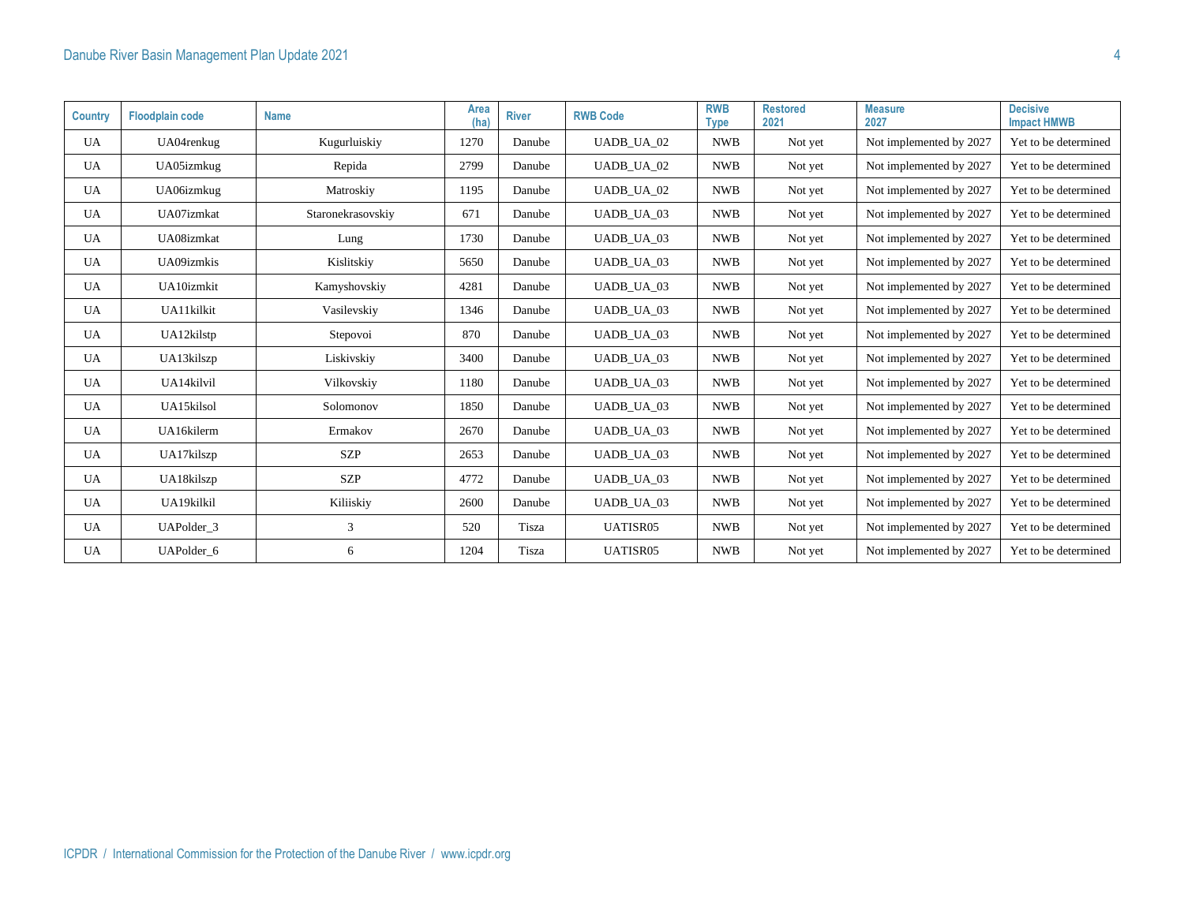| Country | Floodplain code | Name | Area (ha) | River | RWB Code | RWB Type | Restored 2021 | Measure 2027 | Decisive Impact HMWB |
|---|---|---|---|---|---|---|---|---|---|
| UA | UA04renkug | Kugurluiskiy | 1270 | Danube | UADB_UA_02 | NWB | Not yet | Not implemented by 2027 | Yet to be determined |
| UA | UA05izmkug | Repida | 2799 | Danube | UADB_UA_02 | NWB | Not yet | Not implemented by 2027 | Yet to be determined |
| UA | UA06izmkug | Matroskiy | 1195 | Danube | UADB_UA_02 | NWB | Not yet | Not implemented by 2027 | Yet to be determined |
| UA | UA07izmkat | Staronekrasovskiy | 671 | Danube | UADB_UA_03 | NWB | Not yet | Not implemented by 2027 | Yet to be determined |
| UA | UA08izmkat | Lung | 1730 | Danube | UADB_UA_03 | NWB | Not yet | Not implemented by 2027 | Yet to be determined |
| UA | UA09izmkis | Kislitskiy | 5650 | Danube | UADB_UA_03 | NWB | Not yet | Not implemented by 2027 | Yet to be determined |
| UA | UA10izmkit | Kamyshovskiy | 4281 | Danube | UADB_UA_03 | NWB | Not yet | Not implemented by 2027 | Yet to be determined |
| UA | UA11kilkit | Vasilevskiy | 1346 | Danube | UADB_UA_03 | NWB | Not yet | Not implemented by 2027 | Yet to be determined |
| UA | UA12kilstp | Stepovoi | 870 | Danube | UADB_UA_03 | NWB | Not yet | Not implemented by 2027 | Yet to be determined |
| UA | UA13kilszp | Liskivskiy | 3400 | Danube | UADB_UA_03 | NWB | Not yet | Not implemented by 2027 | Yet to be determined |
| UA | UA14kilvil | Vilkovskiy | 1180 | Danube | UADB_UA_03 | NWB | Not yet | Not implemented by 2027 | Yet to be determined |
| UA | UA15kilsol | Solomonov | 1850 | Danube | UADB_UA_03 | NWB | Not yet | Not implemented by 2027 | Yet to be determined |
| UA | UA16kilerm | Ermakov | 2670 | Danube | UADB_UA_03 | NWB | Not yet | Not implemented by 2027 | Yet to be determined |
| UA | UA17kilszp | SZP | 2653 | Danube | UADB_UA_03 | NWB | Not yet | Not implemented by 2027 | Yet to be determined |
| UA | UA18kilszp | SZP | 4772 | Danube | UADB_UA_03 | NWB | Not yet | Not implemented by 2027 | Yet to be determined |
| UA | UA19kilkil | Kiliiskiy | 2600 | Danube | UADB_UA_03 | NWB | Not yet | Not implemented by 2027 | Yet to be determined |
| UA | UAPolder_3 | 3 | 520 | Tisza | UATISR05 | NWB | Not yet | Not implemented by 2027 | Yet to be determined |
| UA | UAPolder_6 | 6 | 1204 | Tisza | UATISR05 | NWB | Not yet | Not implemented by 2027 | Yet to be determined |